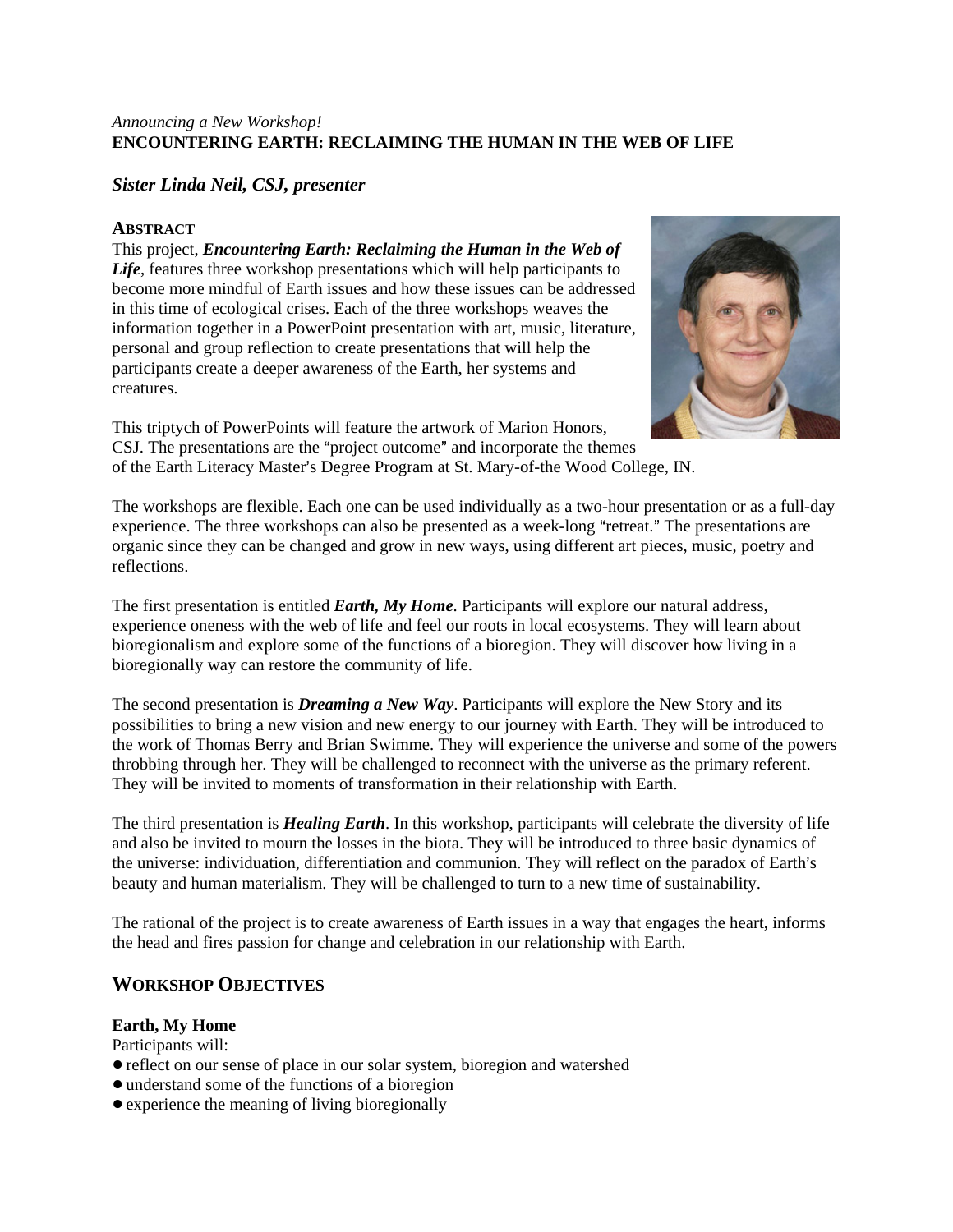*Announcing a New Workshop!*

**ENCOUNTERING EARTH: RECLAIMING THE HUMAN IN THE WEB OF LIFE**

***Sister Linda Neil, CSJ, presenter***

## ABSTRACT

This project, ***Encountering Earth: Reclaiming the Human in the Web of Life***, features three workshop presentations which will help participants to become more mindful of Earth issues and how these issues can be addressed in this time of ecological crises. Each of the three workshops weaves the information together in a PowerPoint presentation with art, music, literature, personal and group reflection to create presentations that will help the participants create a deeper awareness of the Earth, her systems and creatures.

This triptych of PowerPoints will feature the artwork of Marion Honors, CSJ. The presentations are the "project outcome" and incorporate the themes of the Earth Literacy Master's Degree Program at St. Mary-of-the Wood College, IN.

The workshops are flexible. Each one can be used individually as a two-hour presentation or as a full-day experience. The three workshops can also be presented as a week-long "retreat." The presentations are organic since they can be changed and grow in new ways, using different art pieces, music, poetry and reflections.

The first presentation is entitled ***Earth, My Home***. Participants will explore our natural address, experience oneness with the web of life and feel our roots in local ecosystems. They will learn about bioregionalism and explore some of the functions of a bioregion. They will discover how living in a bioregionally way can restore the community of life.

The second presentation is ***Dreaming a New Way***. Participants will explore the New Story and its possibilities to bring a new vision and new energy to our journey with Earth. They will be introduced to the work of Thomas Berry and Brian Swimme. They will experience the universe and some of the powers throbbing through her. They will be challenged to reconnect with the universe as the primary referent. They will be invited to moments of transformation in their relationship with Earth.

The third presentation is ***Healing Earth***. In this workshop, participants will celebrate the diversity of life and also be invited to mourn the losses in the biota. They will be introduced to three basic dynamics of the universe: individuation, differentiation and communion. They will reflect on the paradox of Earth's beauty and human materialism. They will be challenged to turn to a new time of sustainability.

The rational of the project is to create awareness of Earth issues in a way that engages the heart, informs the head and fires passion for change and celebration in our relationship with Earth.

## WORKSHOP OBJECTIVES

**Earth, My Home**

Participants will:

- reflect on our sense of place in our solar system, bioregion and watershed
- understand some of the functions of a bioregion
- experience the meaning of living bioregionally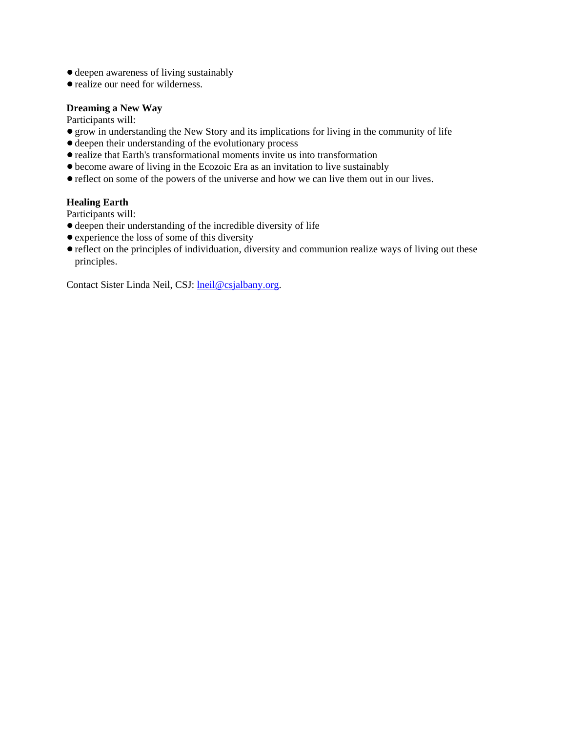- deepen awareness of living sustainably
- realize our need for wilderness.

**Dreaming a New Way**

Participants will:

- grow in understanding the New Story and its implications for living in the community of life
- deepen their understanding of the evolutionary process
- realize that Earth's transformational moments invite us into transformation
- become aware of living in the Ecozoic Era as an invitation to live sustainably
- reflect on some of the powers of the universe and how we can live them out in our lives.

**Healing Earth**

Participants will:

- deepen their understanding of the incredible diversity of life
- experience the loss of some of this diversity
- reflect on the principles of individuation, diversity and communion realize ways of living out these principles.

Contact Sister Linda Neil, CSJ: lneil@csjalbany.org.